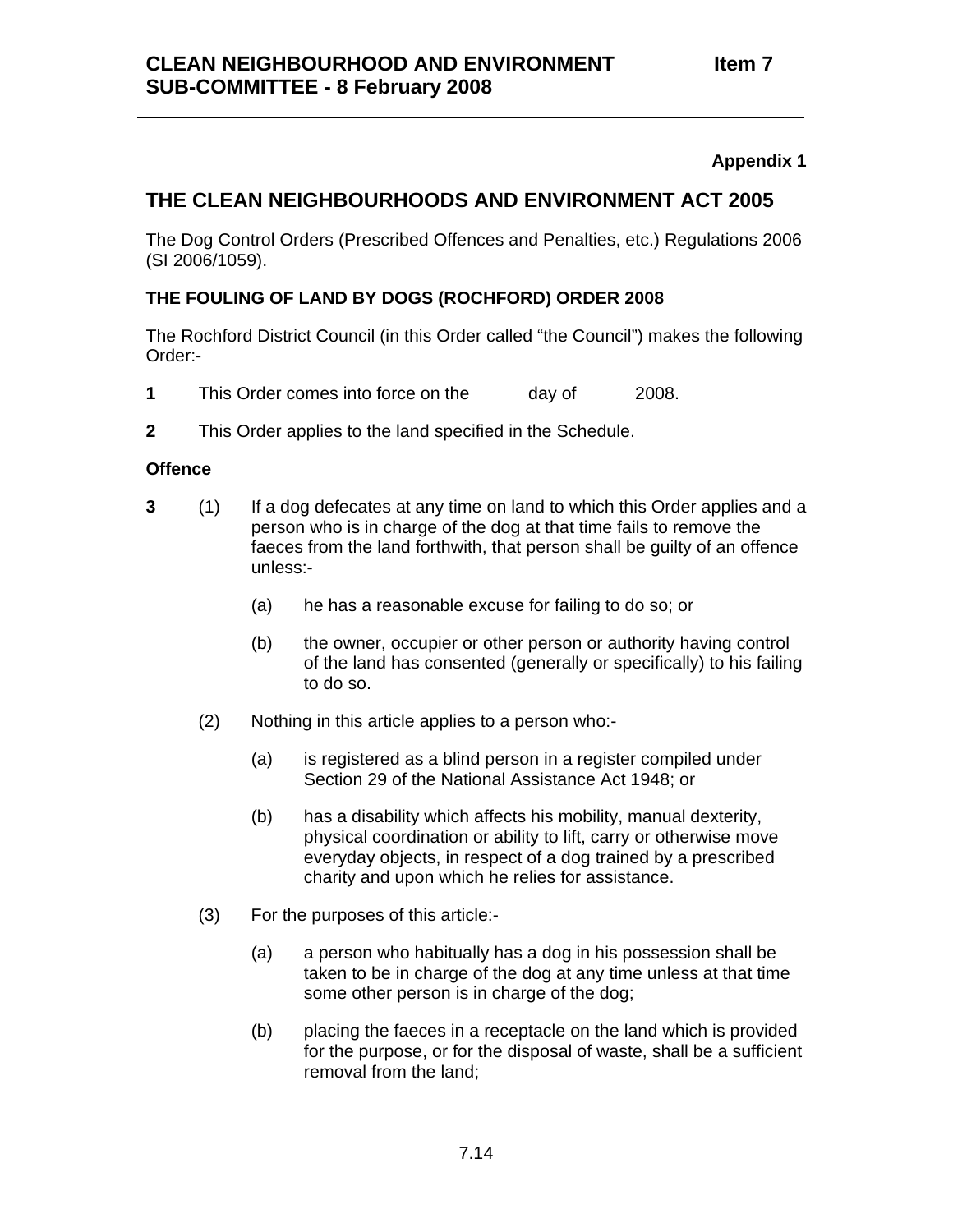**Appendix 1**

## THE CLEAN NEIGHBOURHOODS AND ENVIRONMENT ACT 2005

The Dog Control Orders (Prescribed Offences and Penalties, etc.) Regulations 2006 (SI 2006/1059).

### THE FOULING OF LAND BY DOGS (ROCHFORD) ORDER 2008

The Rochford District Council (in this Order called "the Council") makes the following Order:-

**1** This Order comes into force on the day of 2008.

**2** This Order applies to the land specified in the Schedule.

**Offence**

**3** (1) If a dog defecates at any time on land to which this Order applies and a person who is in charge of the dog at that time fails to remove the faeces from the land forthwith, that person shall be guilty of an offence unless:-

(a) he has a reasonable excuse for failing to do so; or

(b) the owner, occupier or other person or authority having control of the land has consented (generally or specifically) to his failing to do so.

(2) Nothing in this article applies to a person who:-

(a) is registered as a blind person in a register compiled under Section 29 of the National Assistance Act 1948; or

(b) has a disability which affects his mobility, manual dexterity, physical coordination or ability to lift, carry or otherwise move everyday objects, in respect of a dog trained by a prescribed charity and upon which he relies for assistance.

(3) For the purposes of this article:-

(a) a person who habitually has a dog in his possession shall be taken to be in charge of the dog at any time unless at that time some other person is in charge of the dog;

(b) placing the faeces in a receptacle on the land which is provided for the purpose, or for the disposal of waste, shall be a sufficient removal from the land;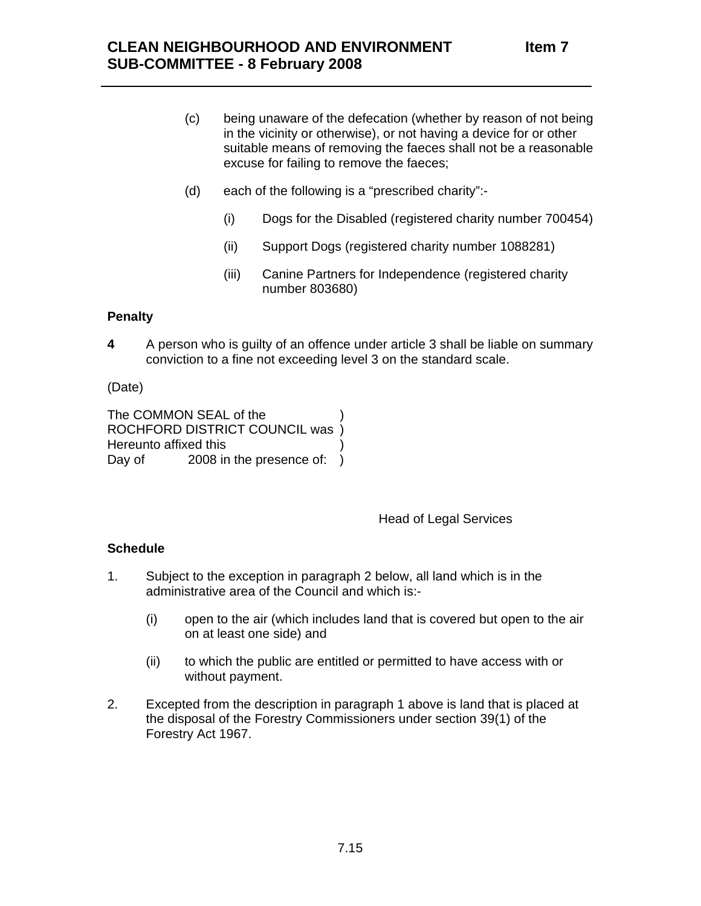(c) being unaware of the defecation (whether by reason of not being in the vicinity or otherwise), or not having a device for or other suitable means of removing the faeces shall not be a reasonable excuse for failing to remove the faeces;

(d) each of the following is a "prescribed charity":-

(i) Dogs for the Disabled (registered charity number 700454)

(ii) Support Dogs (registered charity number 1088281)

(iii) Canine Partners for Independence (registered charity number 803680)

**Penalty**

**4** A person who is guilty of an offence under article 3 shall be liable on summary conviction to a fine not exceeding level 3 on the standard scale.

(Date)

The COMMON SEAL of the )
ROCHFORD DISTRICT COUNCIL was )
Hereunto affixed this )
Day of 2008 in the presence of: )

Head of Legal Services

**Schedule**

1. Subject to the exception in paragraph 2 below, all land which is in the administrative area of the Council and which is:-

   (i) open to the air (which includes land that is covered but open to the air on at least one side) and

   (ii) to which the public are entitled or permitted to have access with or without payment.

2. Excepted from the description in paragraph 1 above is land that is placed at the disposal of the Forestry Commissioners under section 39(1) of the Forestry Act 1967.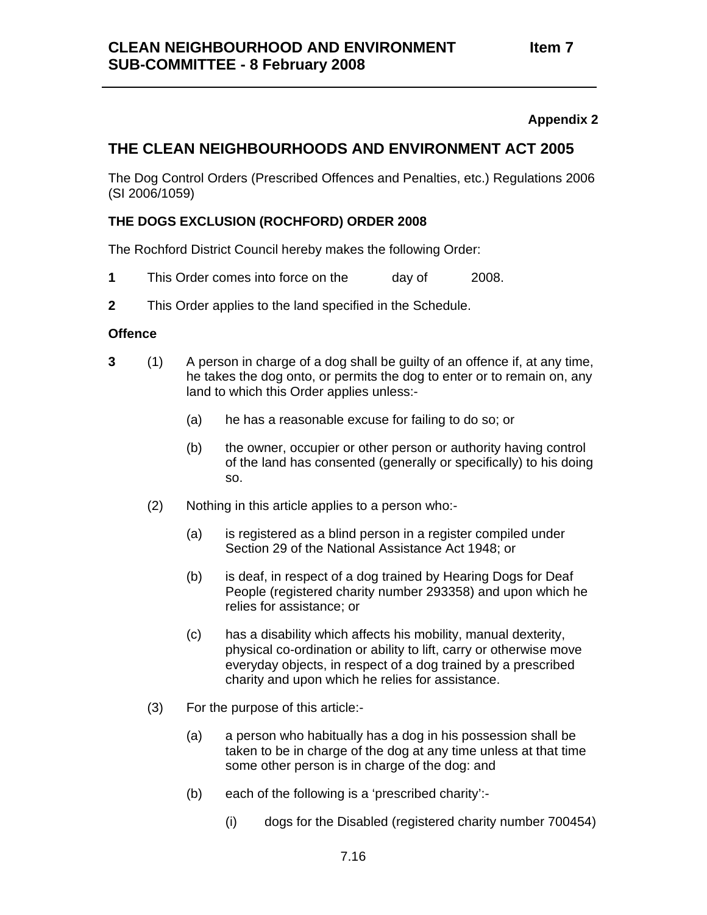**Appendix 2**

## THE CLEAN NEIGHBOURHOODS AND ENVIRONMENT ACT 2005

The Dog Control Orders (Prescribed Offences and Penalties, etc.) Regulations 2006 (SI 2006/1059)

### THE DOGS EXCLUSION (ROCHFORD) ORDER 2008

The Rochford District Council hereby makes the following Order:

**1** This Order comes into force on the day of 2008.

**2** This Order applies to the land specified in the Schedule.

**Offence**

**3** (1) A person in charge of a dog shall be guilty of an offence if, at any time, he takes the dog onto, or permits the dog to enter or to remain on, any land to which this Order applies unless:-

(a) he has a reasonable excuse for failing to do so; or

(b) the owner, occupier or other person or authority having control of the land has consented (generally or specifically) to his doing so.

(2) Nothing in this article applies to a person who:-

(a) is registered as a blind person in a register compiled under Section 29 of the National Assistance Act 1948; or

(b) is deaf, in respect of a dog trained by Hearing Dogs for Deaf People (registered charity number 293358) and upon which he relies for assistance; or

(c) has a disability which affects his mobility, manual dexterity, physical co-ordination or ability to lift, carry or otherwise move everyday objects, in respect of a dog trained by a prescribed charity and upon which he relies for assistance.

(3) For the purpose of this article:-

(a) a person who habitually has a dog in his possession shall be taken to be in charge of the dog at any time unless at that time some other person is in charge of the dog: and

(b) each of the following is a 'prescribed charity':-

(i) dogs for the Disabled (registered charity number 700454)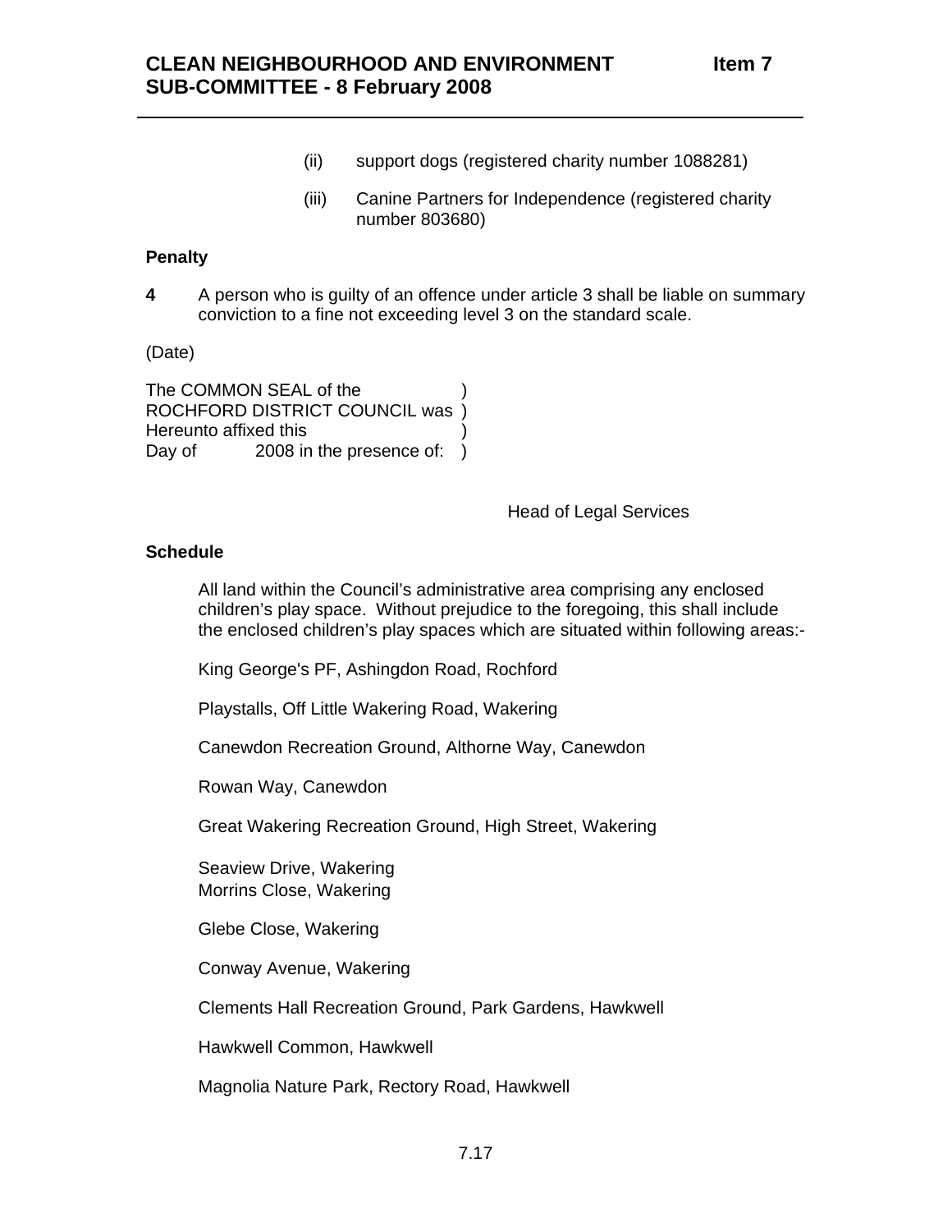(ii) support dogs (registered charity number 1088281)

(iii) Canine Partners for Independence (registered charity number 803680)

**Penalty**

**4** A person who is guilty of an offence under article 3 shall be liable on summary conviction to a fine not exceeding level 3 on the standard scale.

(Date)

The COMMON SEAL of the )
ROCHFORD DISTRICT COUNCIL was )
Hereunto affixed this )
Day of 2008 in the presence of: )

Head of Legal Services

**Schedule**

All land within the Council's administrative area comprising any enclosed children's play space. Without prejudice to the foregoing, this shall include the enclosed children's play spaces which are situated within following areas:-

King George's PF, Ashingdon Road, Rochford

Playstalls, Off Little Wakering Road, Wakering

Canewdon Recreation Ground, Althorne Way, Canewdon

Rowan Way, Canewdon

Great Wakering Recreation Ground, High Street, Wakering

Seaview Drive, Wakering
Morrins Close, Wakering

Glebe Close, Wakering

Conway Avenue, Wakering

Clements Hall Recreation Ground, Park Gardens, Hawkwell

Hawkwell Common, Hawkwell

Magnolia Nature Park, Rectory Road, Hawkwell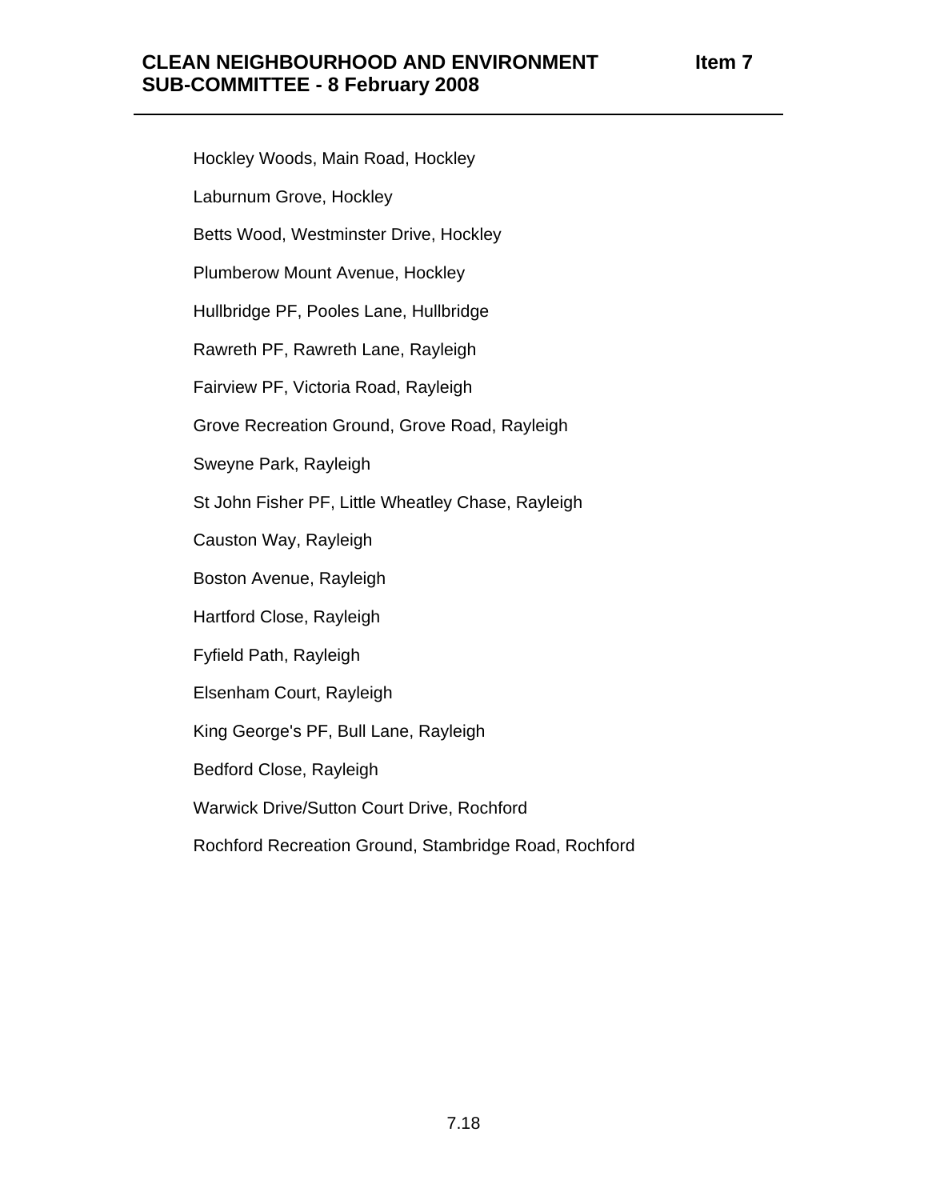Hockley Woods, Main Road, Hockley

Laburnum Grove, Hockley

Betts Wood, Westminster Drive, Hockley

Plumberow Mount Avenue, Hockley

Hullbridge PF, Pooles Lane, Hullbridge

Rawreth PF, Rawreth Lane, Rayleigh

Fairview PF, Victoria Road, Rayleigh

Grove Recreation Ground, Grove Road, Rayleigh

Sweyne Park, Rayleigh

St John Fisher PF, Little Wheatley Chase, Rayleigh

Causton Way, Rayleigh

Boston Avenue, Rayleigh

Hartford Close, Rayleigh

Fyfield Path, Rayleigh

Elsenham Court, Rayleigh

King George's PF, Bull Lane, Rayleigh

Bedford Close, Rayleigh

Warwick Drive/Sutton Court Drive, Rochford

Rochford Recreation Ground, Stambridge Road, Rochford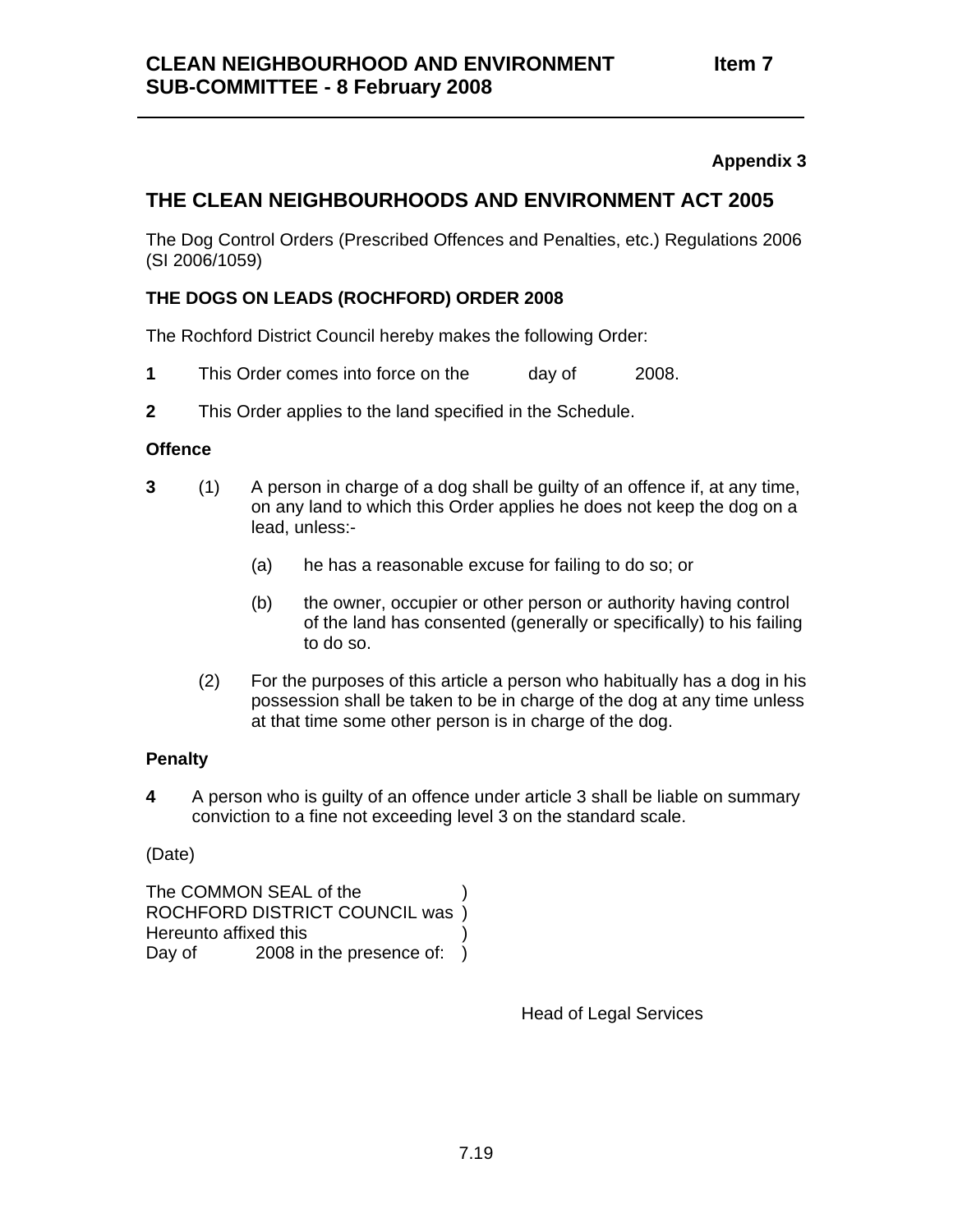**Appendix 3**

## THE CLEAN NEIGHBOURHOODS AND ENVIRONMENT ACT 2005

The Dog Control Orders (Prescribed Offences and Penalties, etc.) Regulations 2006 (SI 2006/1059)

### THE DOGS ON LEADS (ROCHFORD) ORDER 2008

The Rochford District Council hereby makes the following Order:

**1** This Order comes into force on the day of 2008.

**2** This Order applies to the land specified in the Schedule.

**Offence**

**3** (1) A person in charge of a dog shall be guilty of an offence if, at any time, on any land to which this Order applies he does not keep the dog on a lead, unless:-

(a) he has a reasonable excuse for failing to do so; or

(b) the owner, occupier or other person or authority having control of the land has consented (generally or specifically) to his failing to do so.

(2) For the purposes of this article a person who habitually has a dog in his possession shall be taken to be in charge of the dog at any time unless at that time some other person is in charge of the dog.

**Penalty**

**4** A person who is guilty of an offence under article 3 shall be liable on summary conviction to a fine not exceeding level 3 on the standard scale.

(Date)

The COMMON SEAL of the )
ROCHFORD DISTRICT COUNCIL was )
Hereunto affixed this )
Day of 2008 in the presence of: )

Head of Legal Services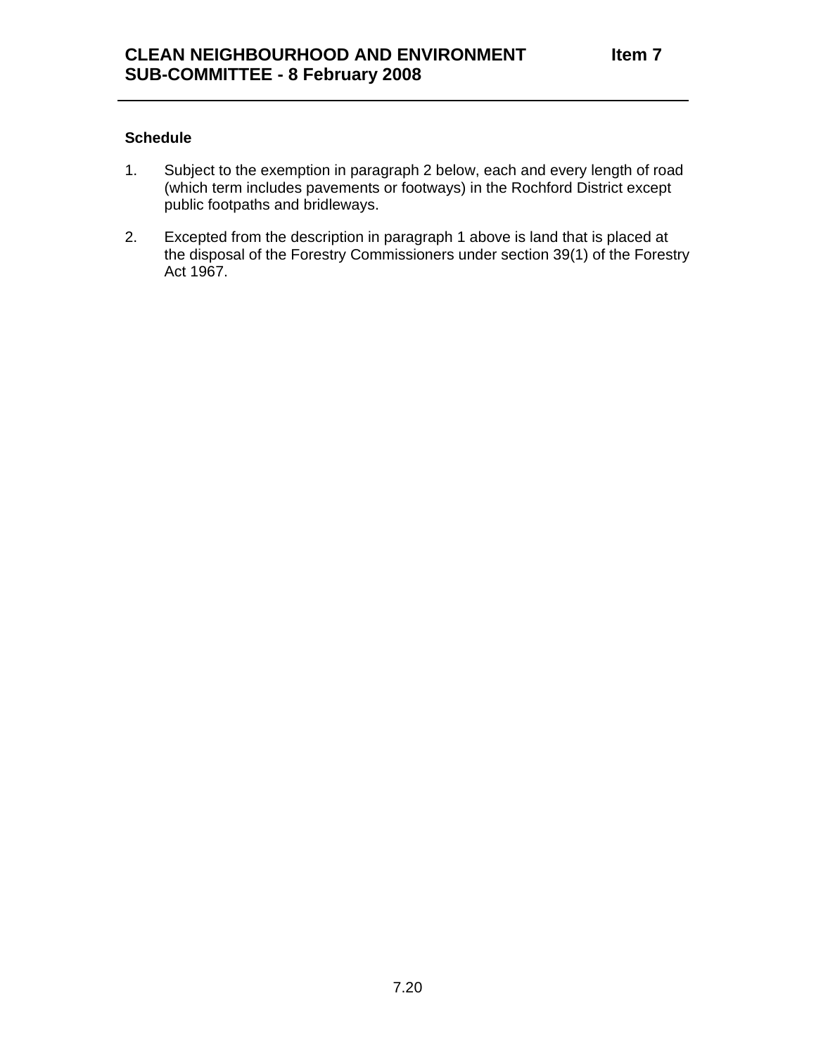**Schedule**

1. Subject to the exemption in paragraph 2 below, each and every length of road (which term includes pavements or footways) in the Rochford District except public footpaths and bridleways.

2. Excepted from the description in paragraph 1 above is land that is placed at the disposal of the Forestry Commissioners under section 39(1) of the Forestry Act 1967.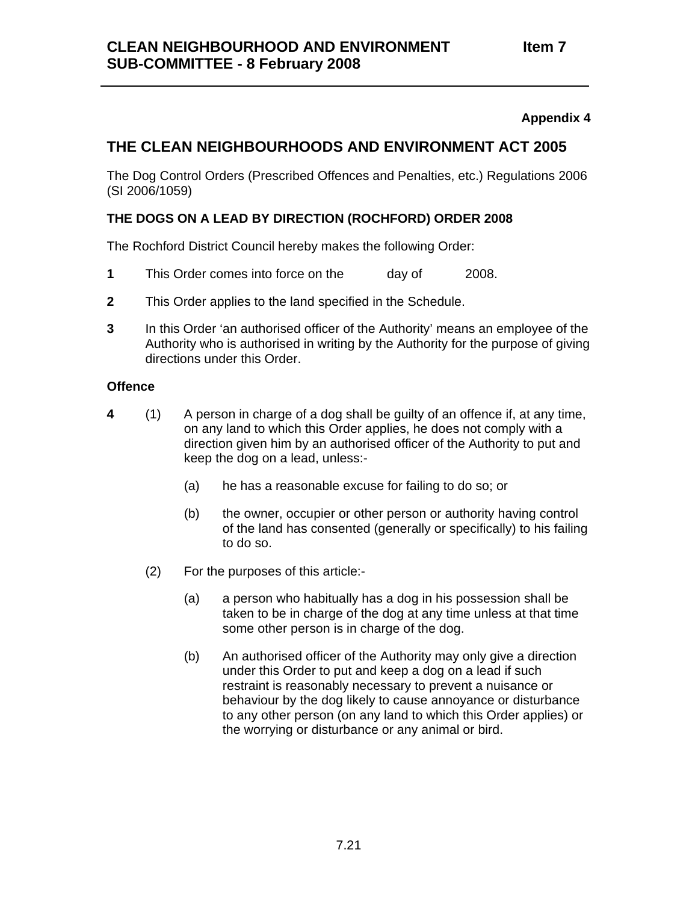**Appendix 4**

## THE CLEAN NEIGHBOURHOODS AND ENVIRONMENT ACT 2005

The Dog Control Orders (Prescribed Offences and Penalties, etc.) Regulations 2006 (SI 2006/1059)

### THE DOGS ON A LEAD BY DIRECTION (ROCHFORD) ORDER 2008

The Rochford District Council hereby makes the following Order:

**1** This Order comes into force on the day of 2008.

**2** This Order applies to the land specified in the Schedule.

**3** In this Order 'an authorised officer of the Authority' means an employee of the Authority who is authorised in writing by the Authority for the purpose of giving directions under this Order.

### Offence

**4** (1) A person in charge of a dog shall be guilty of an offence if, at any time, on any land to which this Order applies, he does not comply with a direction given him by an authorised officer of the Authority to put and keep the dog on a lead, unless:-

(a) he has a reasonable excuse for failing to do so; or

(b) the owner, occupier or other person or authority having control of the land has consented (generally or specifically) to his failing to do so.

(2) For the purposes of this article:-

(a) a person who habitually has a dog in his possession shall be taken to be in charge of the dog at any time unless at that time some other person is in charge of the dog.

(b) An authorised officer of the Authority may only give a direction under this Order to put and keep a dog on a lead if such restraint is reasonably necessary to prevent a nuisance or behaviour by the dog likely to cause annoyance or disturbance to any other person (on any land to which this Order applies) or the worrying or disturbance or any animal or bird.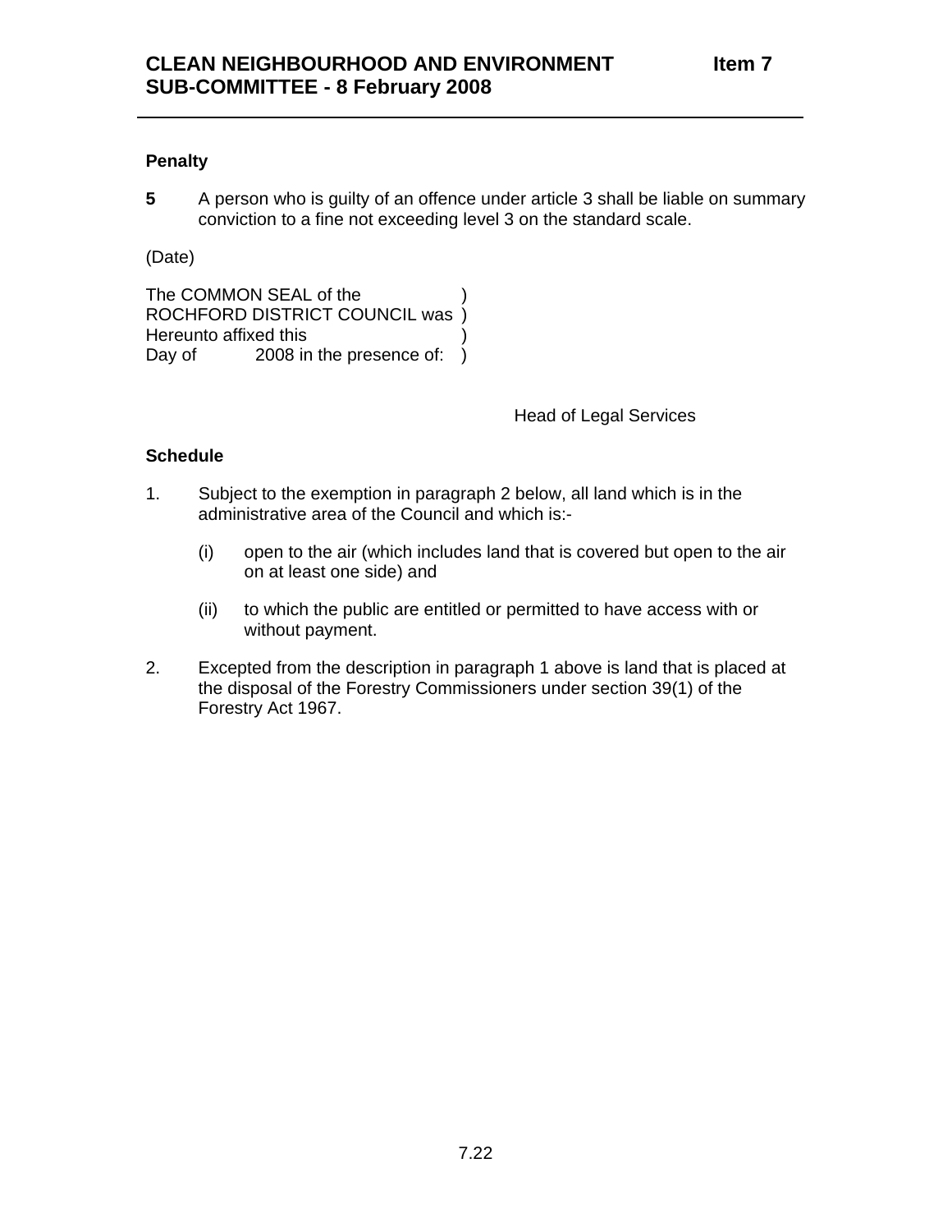**Penalty**

**5** A person who is guilty of an offence under article 3 shall be liable on summary conviction to a fine not exceeding level 3 on the standard scale.

(Date)

The COMMON SEAL of the )
ROCHFORD DISTRICT COUNCIL was )
Hereunto affixed this )
Day of 2008 in the presence of: )

Head of Legal Services

**Schedule**

1. Subject to the exemption in paragraph 2 below, all land which is in the administrative area of the Council and which is:-

   (i) open to the air (which includes land that is covered but open to the air on at least one side) and

   (ii) to which the public are entitled or permitted to have access with or without payment.

2. Excepted from the description in paragraph 1 above is land that is placed at the disposal of the Forestry Commissioners under section 39(1) of the Forestry Act 1967.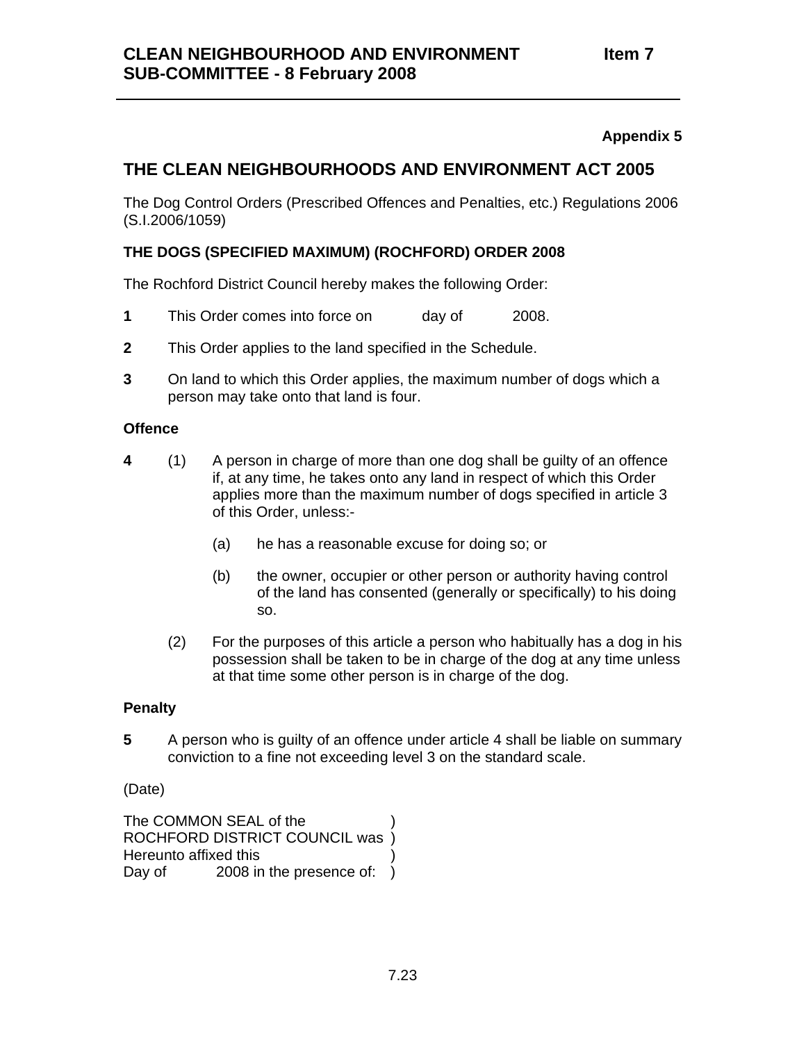**Appendix 5**

## THE CLEAN NEIGHBOURHOODS AND ENVIRONMENT ACT 2005

The Dog Control Orders (Prescribed Offences and Penalties, etc.) Regulations 2006 (S.I.2006/1059)

### THE DOGS (SPECIFIED MAXIMUM) (ROCHFORD) ORDER 2008

The Rochford District Council hereby makes the following Order:

**1** This Order comes into force on day of 2008.

**2** This Order applies to the land specified in the Schedule.

**3** On land to which this Order applies, the maximum number of dogs which a person may take onto that land is four.

**Offence**

**4** (1) A person in charge of more than one dog shall be guilty of an offence if, at any time, he takes onto any land in respect of which this Order applies more than the maximum number of dogs specified in article 3 of this Order, unless:-

(a) he has a reasonable excuse for doing so; or

(b) the owner, occupier or other person or authority having control of the land has consented (generally or specifically) to his doing so.

(2) For the purposes of this article a person who habitually has a dog in his possession shall be taken to be in charge of the dog at any time unless at that time some other person is in charge of the dog.

**Penalty**

**5** A person who is guilty of an offence under article 4 shall be liable on summary conviction to a fine not exceeding level 3 on the standard scale.

(Date)

The COMMON SEAL of the )
ROCHFORD DISTRICT COUNCIL was )
Hereunto affixed this )
Day of 2008 in the presence of: )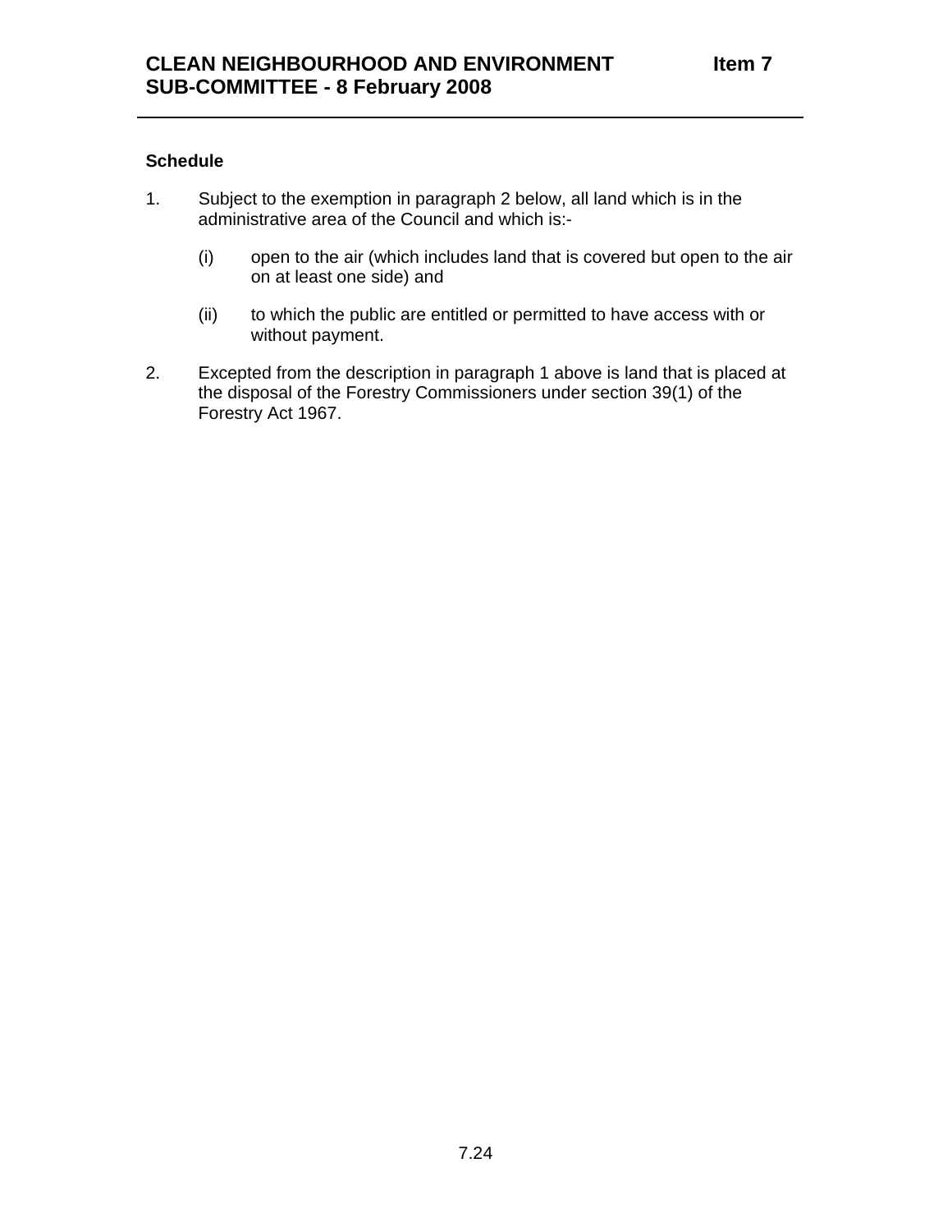**Schedule**

1. Subject to the exemption in paragraph 2 below, all land which is in the administrative area of the Council and which is:-

   (i) open to the air (which includes land that is covered but open to the air on at least one side) and

   (ii) to which the public are entitled or permitted to have access with or without payment.

2. Excepted from the description in paragraph 1 above is land that is placed at the disposal of the Forestry Commissioners under section 39(1) of the Forestry Act 1967.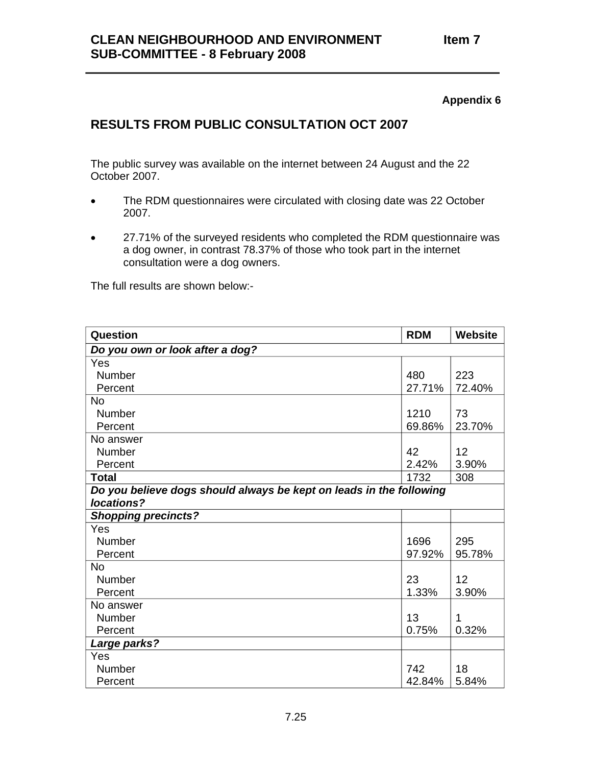**Appendix 6**

## RESULTS FROM PUBLIC CONSULTATION OCT 2007

The public survey was available on the internet between 24 August and the 22 October 2007.

- The RDM questionnaires were circulated with closing date was 22 October 2007.
- 27.71% of the surveyed residents who completed the RDM questionnaire was a dog owner, in contrast 78.37% of those who took part in the internet consultation were a dog owners.

The full results are shown below:-

| Question | RDM | Website |
|---|---|---|
| ***Do you own or look after a dog?*** | | |
| Yes | | |
| Number | 480 | 223 |
| Percent | 27.71% | 72.40% |
| No | | |
| Number | 1210 | 73 |
| Percent | 69.86% | 23.70% |
| No answer | | |
| Number | 42 | 12 |
| Percent | 2.42% | 3.90% |
| **Total** | 1732 | 308 |
| ***Do you believe dogs should always be kept on leads in the following locations?*** | | |
| ***Shopping precincts?*** | | |
| Yes | | |
| Number | 1696 | 295 |
| Percent | 97.92% | 95.78% |
| No | | |
| Number | 23 | 12 |
| Percent | 1.33% | 3.90% |
| No answer | | |
| Number | 13 | 1 |
| Percent | 0.75% | 0.32% |
| ***Large parks?*** | | |
| Yes | | |
| Number | 742 | 18 |
| Percent | 42.84% | 5.84% |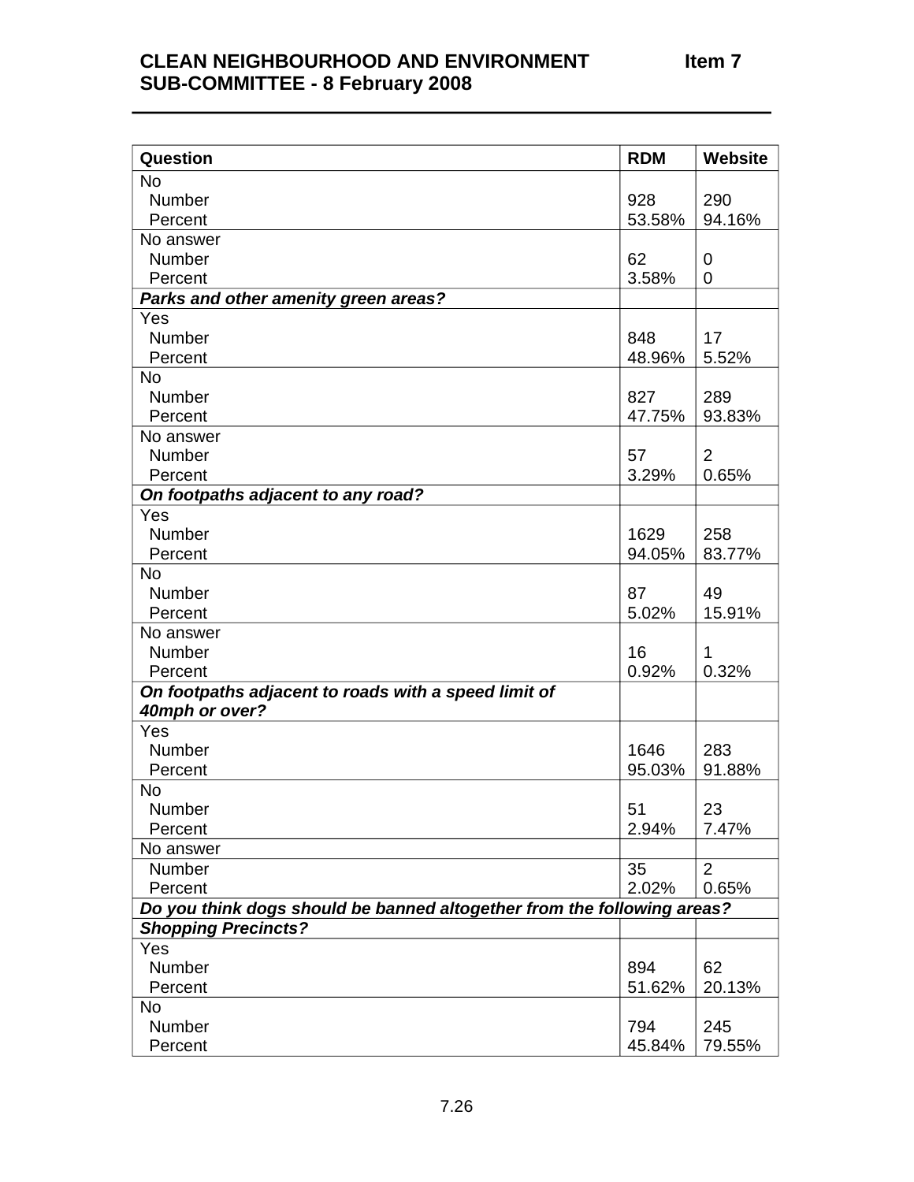| Question | RDM | Website |
|---|---|---|
| No | | |
| Number | 928 | 290 |
| Percent | 53.58% | 94.16% |
| No answer | | |
| Number | 62 | 0 |
| Percent | 3.58% | 0 |
| ***Parks and other amenity green areas?*** | | |
| Yes | | |
| Number | 848 | 17 |
| Percent | 48.96% | 5.52% |
| No | | |
| Number | 827 | 289 |
| Percent | 47.75% | 93.83% |
| No answer | | |
| Number | 57 | 2 |
| Percent | 3.29% | 0.65% |
| ***On footpaths adjacent to any road?*** | | |
| Yes | | |
| Number | 1629 | 258 |
| Percent | 94.05% | 83.77% |
| No | | |
| Number | 87 | 49 |
| Percent | 5.02% | 15.91% |
| No answer | | |
| Number | 16 | 1 |
| Percent | 0.92% | 0.32% |
| ***On footpaths adjacent to roads with a speed limit of 40mph or over?*** | | |
| Yes | | |
| Number | 1646 | 283 |
| Percent | 95.03% | 91.88% |
| No | | |
| Number | 51 | 23 |
| Percent | 2.94% | 7.47% |
| No answer | | |
| Number | 35 | 2 |
| Percent | 2.02% | 0.65% |
| ***Do you think dogs should be banned altogether from the following areas?*** | | |
| ***Shopping Precincts?*** | | |
| Yes | | |
| Number | 894 | 62 |
| Percent | 51.62% | 20.13% |
| No | | |
| Number | 794 | 245 |
| Percent | 45.84% | 79.55% |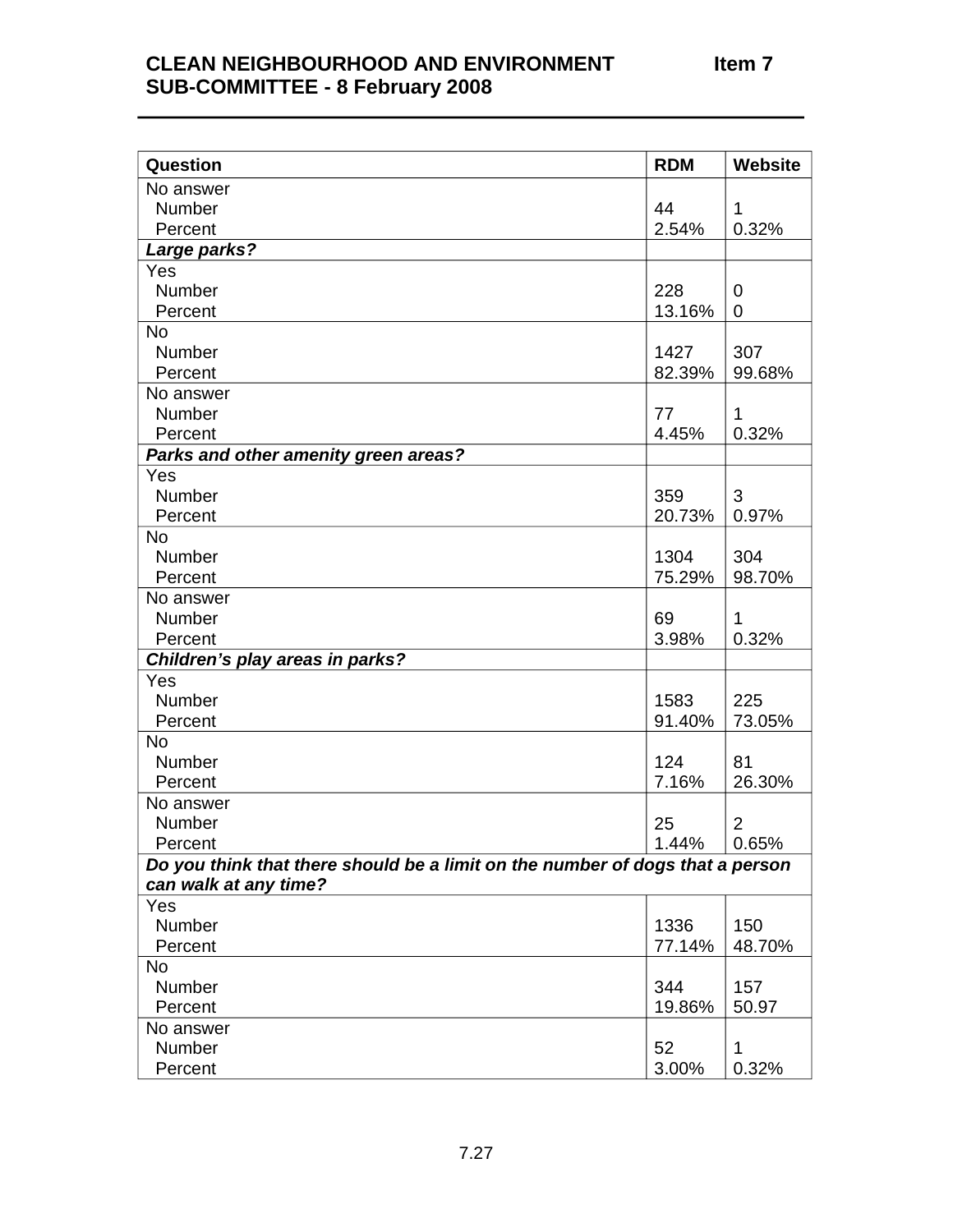| Question | RDM | Website |
|---|---|---|
| No answer<br>Number<br>Percent | <br>44<br>2.54% | <br>1<br>0.32% |
| ***Large parks?*** | | |
| Yes<br>Number<br>Percent | <br>228<br>13.16% | <br>0<br>0 |
| No<br>Number<br>Percent | <br>1427<br>82.39% | <br>307<br>99.68% |
| No answer<br>Number<br>Percent | <br>77<br>4.45% | <br>1<br>0.32% |
| ***Parks and other amenity green areas?*** | | |
| Yes<br>Number<br>Percent | <br>359<br>20.73% | <br>3<br>0.97% |
| No<br>Number<br>Percent | <br>1304<br>75.29% | <br>304<br>98.70% |
| No answer<br>Number<br>Percent | <br>69<br>3.98% | <br>1<br>0.32% |
| ***Children's play areas in parks?*** | | |
| Yes<br>Number<br>Percent | <br>1583<br>91.40% | <br>225<br>73.05% |
| No<br>Number<br>Percent | <br>124<br>7.16% | <br>81<br>26.30% |
| No answer<br>Number<br>Percent | <br>25<br>1.44% | <br>2<br>0.65% |
| ***Do you think that there should be a limit on the number of dogs that a person can walk at any time?*** | | |
| Yes<br>Number<br>Percent | <br>1336<br>77.14% | <br>150<br>48.70% |
| No<br>Number<br>Percent | <br>344<br>19.86% | <br>157<br>50.97 |
| No answer<br>Number<br>Percent | <br>52<br>3.00% | <br>1<br>0.32% |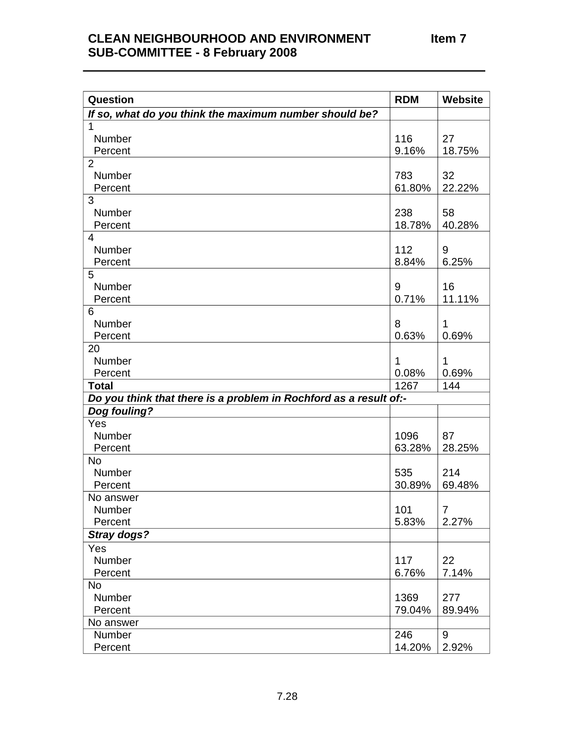| Question | RDM | Website |
|---|---|---|
| ***If so, what do you think the maximum number should be?*** | | |
| 1 | | |
| Number | 116 | 27 |
| Percent | 9.16% | 18.75% |
| 2 | | |
| Number | 783 | 32 |
| Percent | 61.80% | 22.22% |
| 3 | | |
| Number | 238 | 58 |
| Percent | 18.78% | 40.28% |
| 4 | | |
| Number | 112 | 9 |
| Percent | 8.84% | 6.25% |
| 5 | | |
| Number | 9 | 16 |
| Percent | 0.71% | 11.11% |
| 6 | | |
| Number | 8 | 1 |
| Percent | 0.63% | 0.69% |
| 20 | | |
| Number | 1 | 1 |
| Percent | 0.08% | 0.69% |
| **Total** | 1267 | 144 |
| ***Do you think that there is a problem in Rochford as a result of:-*** | | |
| ***Dog fouling?*** | | |
| Yes | | |
| Number | 1096 | 87 |
| Percent | 63.28% | 28.25% |
| No | | |
| Number | 535 | 214 |
| Percent | 30.89% | 69.48% |
| No answer | | |
| Number | 101 | 7 |
| Percent | 5.83% | 2.27% |
| ***Stray dogs?*** | | |
| Yes | | |
| Number | 117 | 22 |
| Percent | 6.76% | 7.14% |
| No | | |
| Number | 1369 | 277 |
| Percent | 79.04% | 89.94% |
| No answer | | |
| Number | 246 | 9 |
| Percent | 14.20% | 2.92% |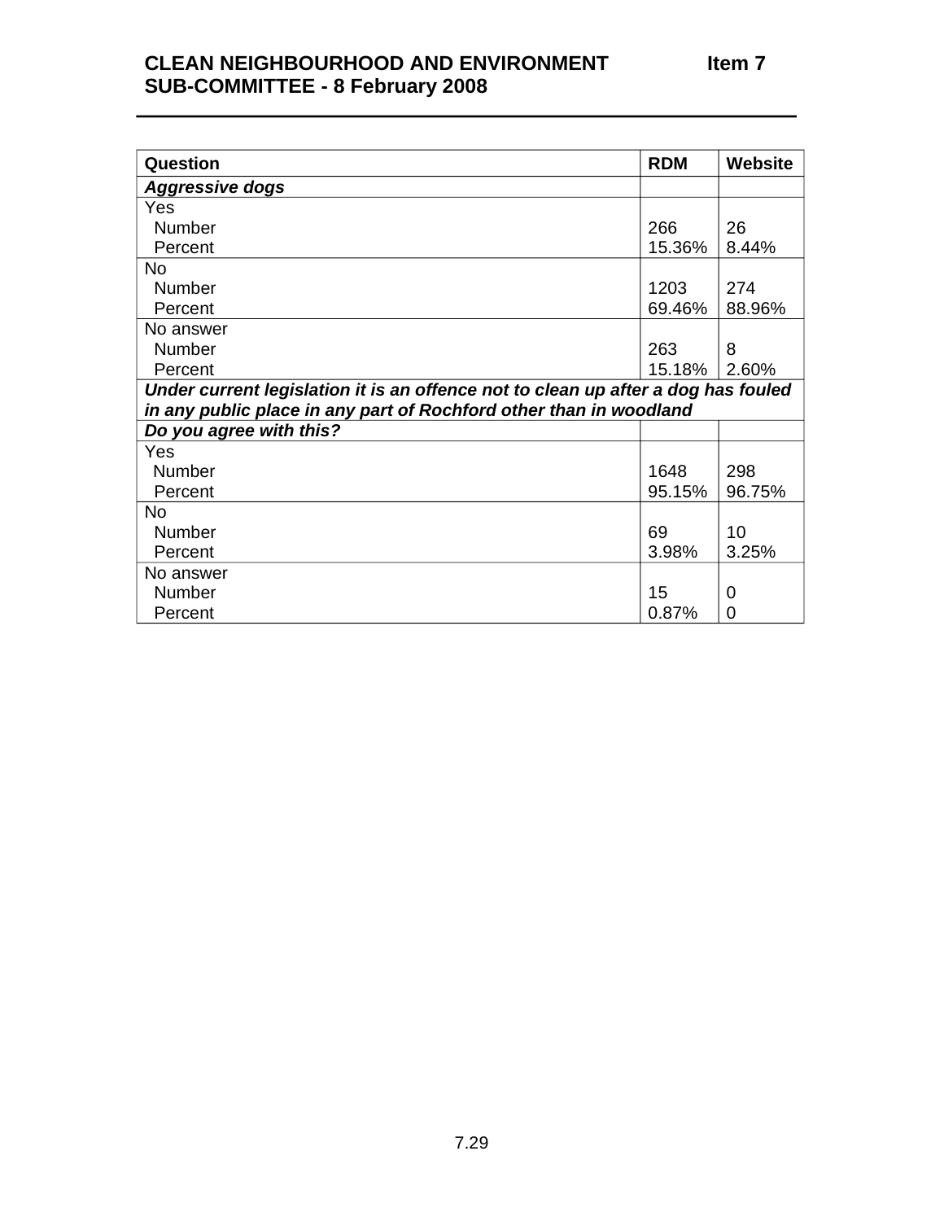| Question | RDM | Website |
|---|---|---|
| ***Aggressive dogs*** | | |
| Yes | | |
| Number | 266 | 26 |
| Percent | 15.36% | 8.44% |
| No | | |
| Number | 1203 | 274 |
| Percent | 69.46% | 88.96% |
| No answer | | |
| Number | 263 | 8 |
| Percent | 15.18% | 2.60% |
| ***Under current legislation it is an offence not to clean up after a dog has fouled in any public place in any part of Rochford other than in woodland*** | | |
| ***Do you agree with this?*** | | |
| Yes | | |
| Number | 1648 | 298 |
| Percent | 95.15% | 96.75% |
| No | | |
| Number | 69 | 10 |
| Percent | 3.98% | 3.25% |
| No answer | | |
| Number | 15 | 0 |
| Percent | 0.87% | 0 |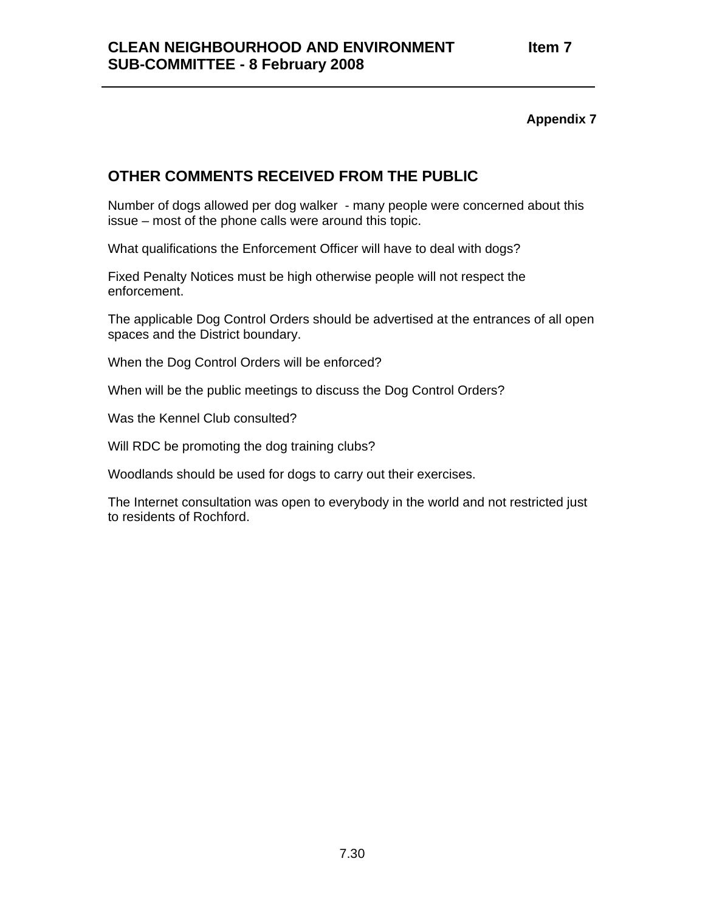**Appendix 7**

## OTHER COMMENTS RECEIVED FROM THE PUBLIC

Number of dogs allowed per dog walker - many people were concerned about this issue – most of the phone calls were around this topic.

What qualifications the Enforcement Officer will have to deal with dogs?

Fixed Penalty Notices must be high otherwise people will not respect the enforcement.

The applicable Dog Control Orders should be advertised at the entrances of all open spaces and the District boundary.

When the Dog Control Orders will be enforced?

When will be the public meetings to discuss the Dog Control Orders?

Was the Kennel Club consulted?

Will RDC be promoting the dog training clubs?

Woodlands should be used for dogs to carry out their exercises.

The Internet consultation was open to everybody in the world and not restricted just to residents of Rochford.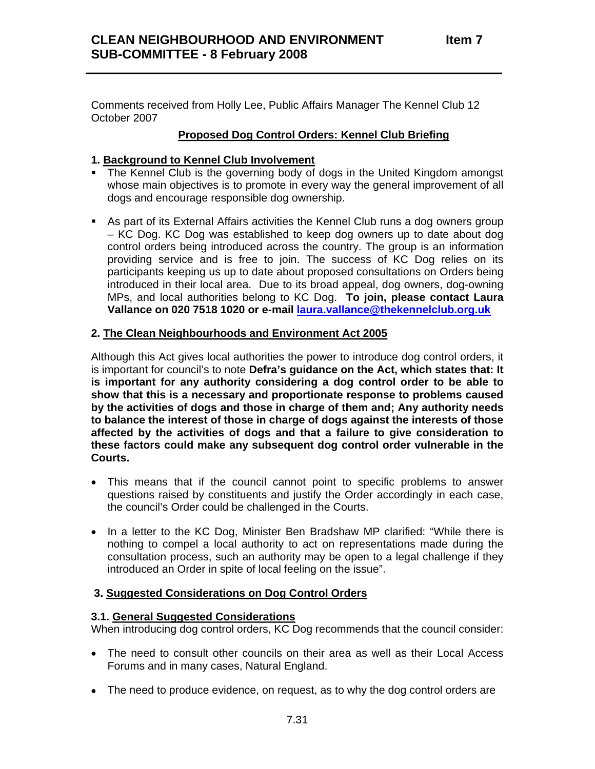# CLEAN NEIGHBOURHOOD AND ENVIRONMENT SUB-COMMITTEE - 8 February 2008

**Item 7**

Comments received from Holly Lee, Public Affairs Manager The Kennel Club 12 October 2007

**Proposed Dog Control Orders: Kennel Club Briefing**

### 1. Background to Kennel Club Involvement

- The Kennel Club is the governing body of dogs in the United Kingdom amongst whose main objectives is to promote in every way the general improvement of all dogs and encourage responsible dog ownership.

- As part of its External Affairs activities the Kennel Club runs a dog owners group – KC Dog. KC Dog was established to keep dog owners up to date about dog control orders being introduced across the country. The group is an information providing service and is free to join. The success of KC Dog relies on its participants keeping us up to date about proposed consultations on Orders being introduced in their local area. Due to its broad appeal, dog owners, dog-owning MPs, and local authorities belong to KC Dog. **To join, please contact Laura Vallance on 020 7518 1020 or e-mail laura.vallance@thekennelclub.org.uk**

### 2. The Clean Neighbourhoods and Environment Act 2005

Although this Act gives local authorities the power to introduce dog control orders, it is important for council's to note **Defra's guidance on the Act, which states that: It is important for any authority considering a dog control order to be able to show that this is a necessary and proportionate response to problems caused by the activities of dogs and those in charge of them and; Any authority needs to balance the interest of those in charge of dogs against the interests of those affected by the activities of dogs and that a failure to give consideration to these factors could make any subsequent dog control order vulnerable in the Courts.**

- This means that if the council cannot point to specific problems to answer questions raised by constituents and justify the Order accordingly in each case, the council's Order could be challenged in the Courts.

- In a letter to the KC Dog, Minister Ben Bradshaw MP clarified: "While there is nothing to compel a local authority to act on representations made during the consultation process, such an authority may be open to a legal challenge if they introduced an Order in spite of local feeling on the issue".

### 3. Suggested Considerations on Dog Control Orders

#### 3.1. General Suggested Considerations

When introducing dog control orders, KC Dog recommends that the council consider:

- The need to consult other councils on their area as well as their Local Access Forums and in many cases, Natural England.

- The need to produce evidence, on request, as to why the dog control orders are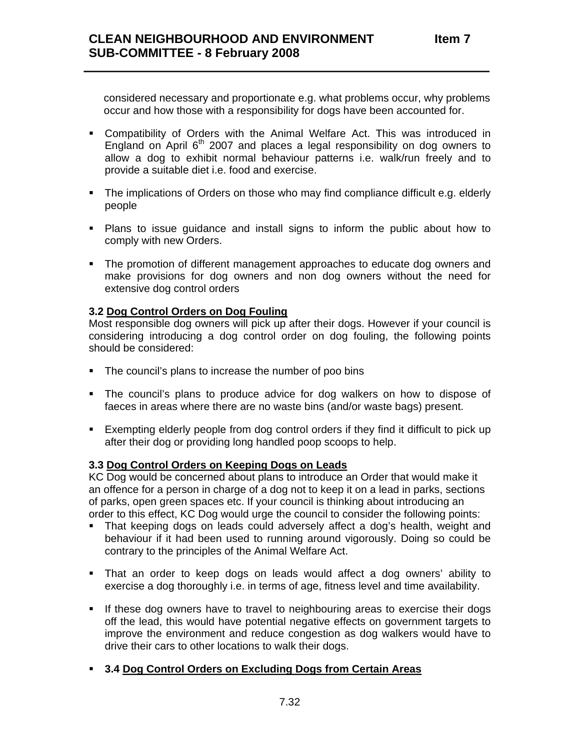considered necessary and proportionate e.g. what problems occur, why problems occur and how those with a responsibility for dogs have been accounted for.

- Compatibility of Orders with the Animal Welfare Act. This was introduced in England on April 6th 2007 and places a legal responsibility on dog owners to allow a dog to exhibit normal behaviour patterns i.e. walk/run freely and to provide a suitable diet i.e. food and exercise.

- The implications of Orders on those who may find compliance difficult e.g. elderly people

- Plans to issue guidance and install signs to inform the public about how to comply with new Orders.

- The promotion of different management approaches to educate dog owners and make provisions for dog owners and non dog owners without the need for extensive dog control orders

**3.2 <u>Dog Control Orders on Dog Fouling</u>**
Most responsible dog owners will pick up after their dogs. However if your council is considering introducing a dog control order on dog fouling, the following points should be considered:

- The council's plans to increase the number of poo bins

- The council's plans to produce advice for dog walkers on how to dispose of faeces in areas where there are no waste bins (and/or waste bags) present.

- Exempting elderly people from dog control orders if they find it difficult to pick up after their dog or providing long handled poop scoops to help.

**3.3 <u>Dog Control Orders on Keeping Dogs on Leads</u>**
KC Dog would be concerned about plans to introduce an Order that would make it an offence for a person in charge of a dog not to keep it on a lead in parks, sections of parks, open green spaces etc. If your council is thinking about introducing an order to this effect, KC Dog would urge the council to consider the following points:

- That keeping dogs on leads could adversely affect a dog's health, weight and behaviour if it had been used to running around vigorously. Doing so could be contrary to the principles of the Animal Welfare Act.

- That an order to keep dogs on leads would affect a dog owners' ability to exercise a dog thoroughly i.e. in terms of age, fitness level and time availability.

- If these dog owners have to travel to neighbouring areas to exercise their dogs off the lead, this would have potential negative effects on government targets to improve the environment and reduce congestion as dog walkers would have to drive their cars to other locations to walk their dogs.

- **3.4 <u>Dog Control Orders on Excluding Dogs from Certain Areas</u>**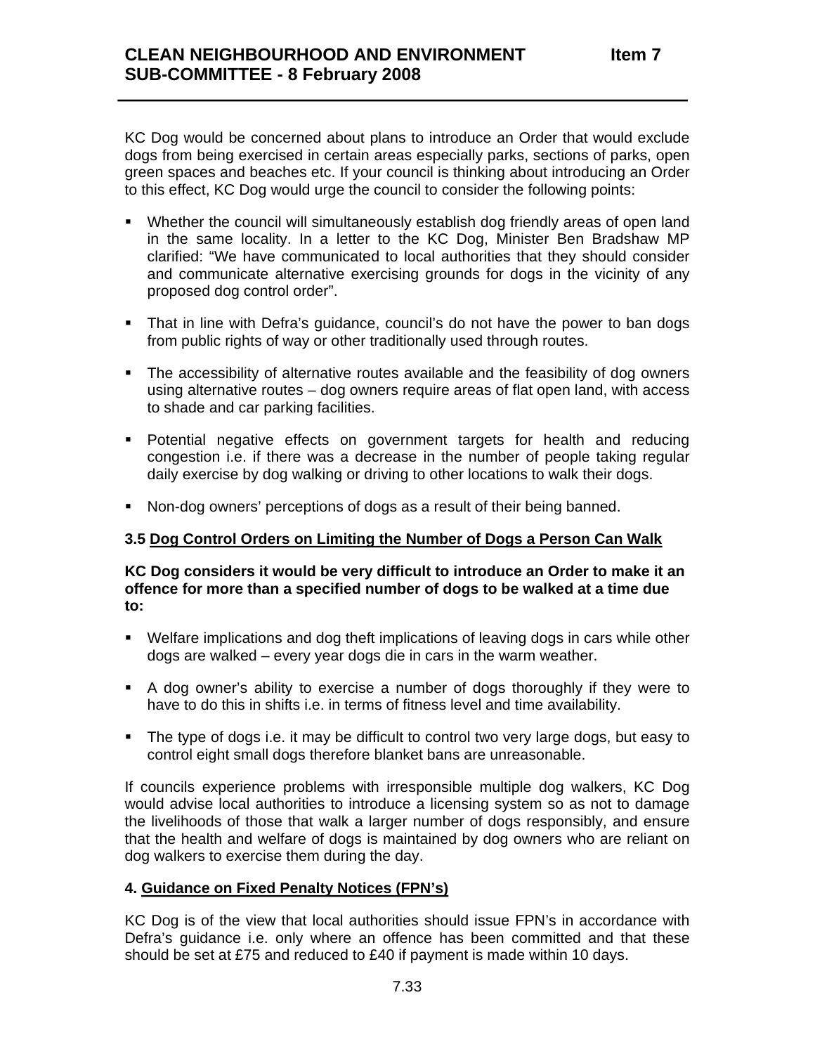KC Dog would be concerned about plans to introduce an Order that would exclude dogs from being exercised in certain areas especially parks, sections of parks, open green spaces and beaches etc. If your council is thinking about introducing an Order to this effect, KC Dog would urge the council to consider the following points:

- Whether the council will simultaneously establish dog friendly areas of open land in the same locality. In a letter to the KC Dog, Minister Ben Bradshaw MP clarified: "We have communicated to local authorities that they should consider and communicate alternative exercising grounds for dogs in the vicinity of any proposed dog control order".
- That in line with Defra's guidance, council's do not have the power to ban dogs from public rights of way or other traditionally used through routes.
- The accessibility of alternative routes available and the feasibility of dog owners using alternative routes – dog owners require areas of flat open land, with access to shade and car parking facilities.
- Potential negative effects on government targets for health and reducing congestion i.e. if there was a decrease in the number of people taking regular daily exercise by dog walking or driving to other locations to walk their dogs.
- Non-dog owners' perceptions of dogs as a result of their being banned.

### 3.5 <u>Dog Control Orders on Limiting the Number of Dogs a Person Can Walk</u>

**KC Dog considers it would be very difficult to introduce an Order to make it an offence for more than a specified number of dogs to be walked at a time due to:**

- Welfare implications and dog theft implications of leaving dogs in cars while other dogs are walked – every year dogs die in cars in the warm weather.
- A dog owner's ability to exercise a number of dogs thoroughly if they were to have to do this in shifts i.e. in terms of fitness level and time availability.
- The type of dogs i.e. it may be difficult to control two very large dogs, but easy to control eight small dogs therefore blanket bans are unreasonable.

If councils experience problems with irresponsible multiple dog walkers, KC Dog would advise local authorities to introduce a licensing system so as not to damage the livelihoods of those that walk a larger number of dogs responsibly, and ensure that the health and welfare of dogs is maintained by dog owners who are reliant on dog walkers to exercise them during the day.

## 4. <u>Guidance on Fixed Penalty Notices (FPN's)</u>

KC Dog is of the view that local authorities should issue FPN's in accordance with Defra's guidance i.e. only where an offence has been committed and that these should be set at £75 and reduced to £40 if payment is made within 10 days.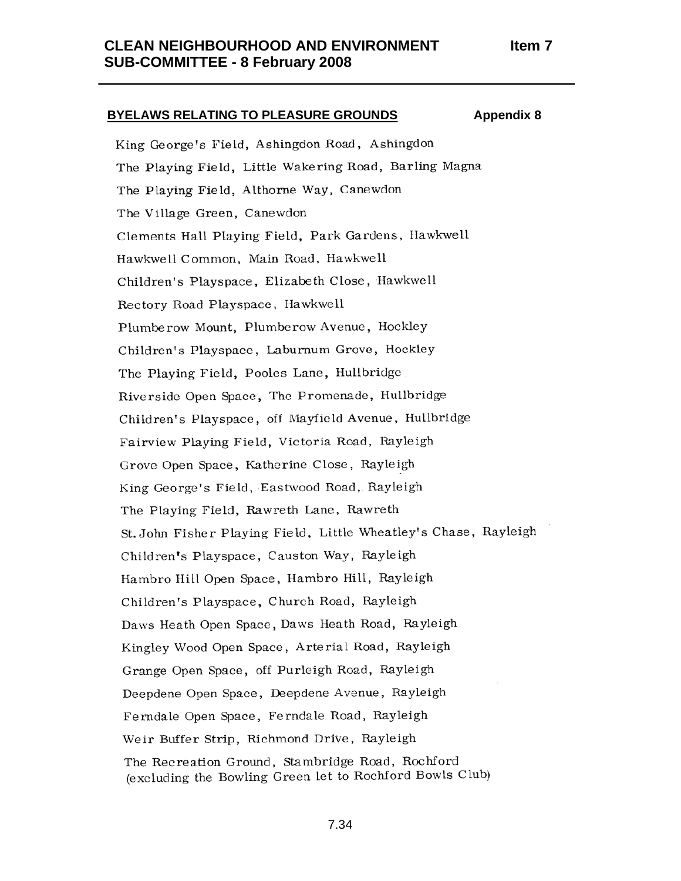## BYELAWS RELATING TO PLEASURE GROUNDS

**Appendix 8**

King George's Field, Ashingdon Road, Ashingdon
The Playing Field, Little Wakering Road, Barling Magna
The Playing Field, Althorne Way, Canewdon
The Village Green, Canewdon
Clements Hall Playing Field, Park Gardens, Hawkwell
Hawkwell Common, Main Road, Hawkwell
Children's Playspace, Elizabeth Close, Hawkwell
Rectory Road Playspace, Hawkwell
Plumberow Mount, Plumberow Avenue, Hockley
Children's Playspace, Laburnum Grove, Hockley
The Playing Field, Pooles Lane, Hullbridge
Riverside Open Space, The Promenade, Hullbridge
Children's Playspace, off Mayfield Avenue, Hullbridge
Fairview Playing Field, Victoria Road, Rayleigh
Grove Open Space, Katherine Close, Rayleigh
King George's Field, Eastwood Road, Rayleigh
The Playing Field, Rawreth Lane, Rawreth
St. John Fisher Playing Field, Little Wheatley's Chase, Rayleigh
Children's Playspace, Causton Way, Rayleigh
Hambro Hill Open Space, Hambro Hill, Rayleigh
Children's Playspace, Church Road, Rayleigh
Daws Heath Open Space, Daws Heath Road, Rayleigh
Kingley Wood Open Space, Arterial Road, Rayleigh
Grange Open Space, off Purleigh Road, Rayleigh
Deepdene Open Space, Deepdene Avenue, Rayleigh
Ferndale Open Space, Ferndale Road, Rayleigh
Weir Buffer Strip, Richmond Drive, Rayleigh
The Recreation Ground, Stambridge Road, Rochford
(excluding the Bowling Green let to Rochford Bowls Club)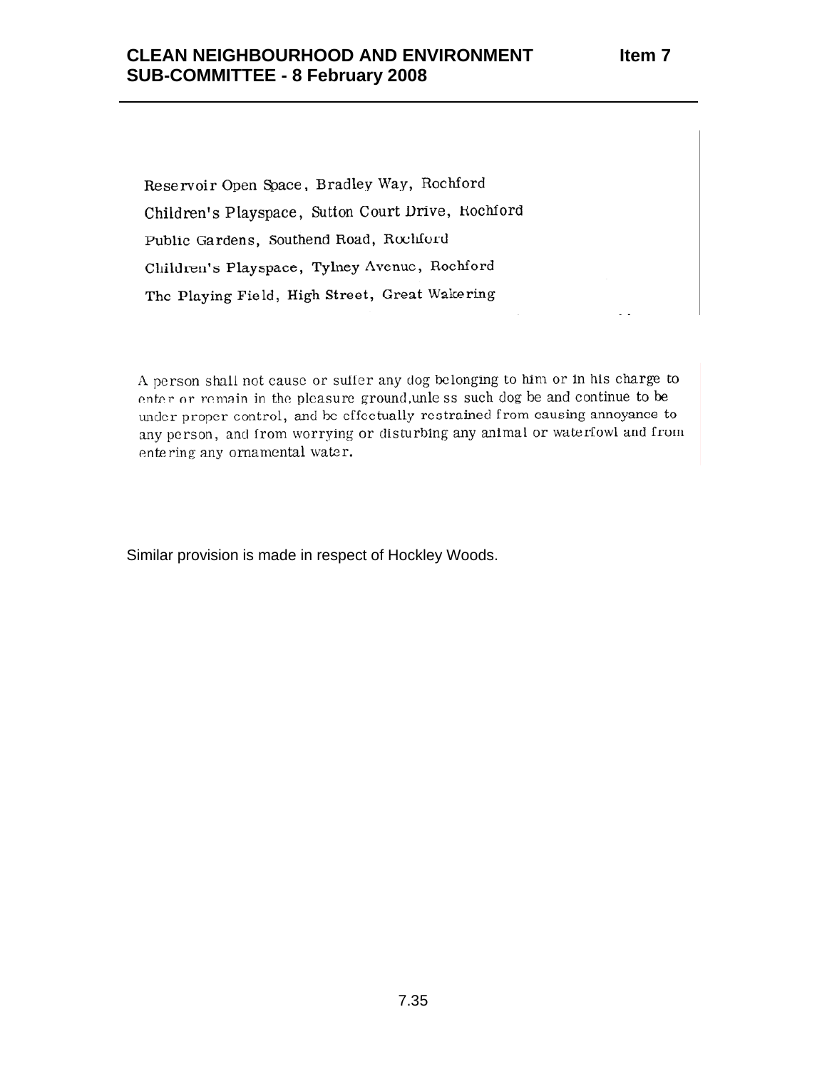Reservoir Open Space, Bradley Way, Rochford

Children's Playspace, Sutton Court Drive, Rochford

Public Gardens, Southend Road, Rochford

Children's Playspace, Tylney Avenue, Rochford

The Playing Field, High Street, Great Wakering

A person shall not cause or suffer any dog belonging to him or in his charge to enter or remain in the pleasure ground, unless such dog be and continue to be under proper control, and be effectually restrained from causing annoyance to any person, and from worrying or disturbing any animal or waterfowl and from entering any ornamental water.

Similar provision is made in respect of Hockley Woods.